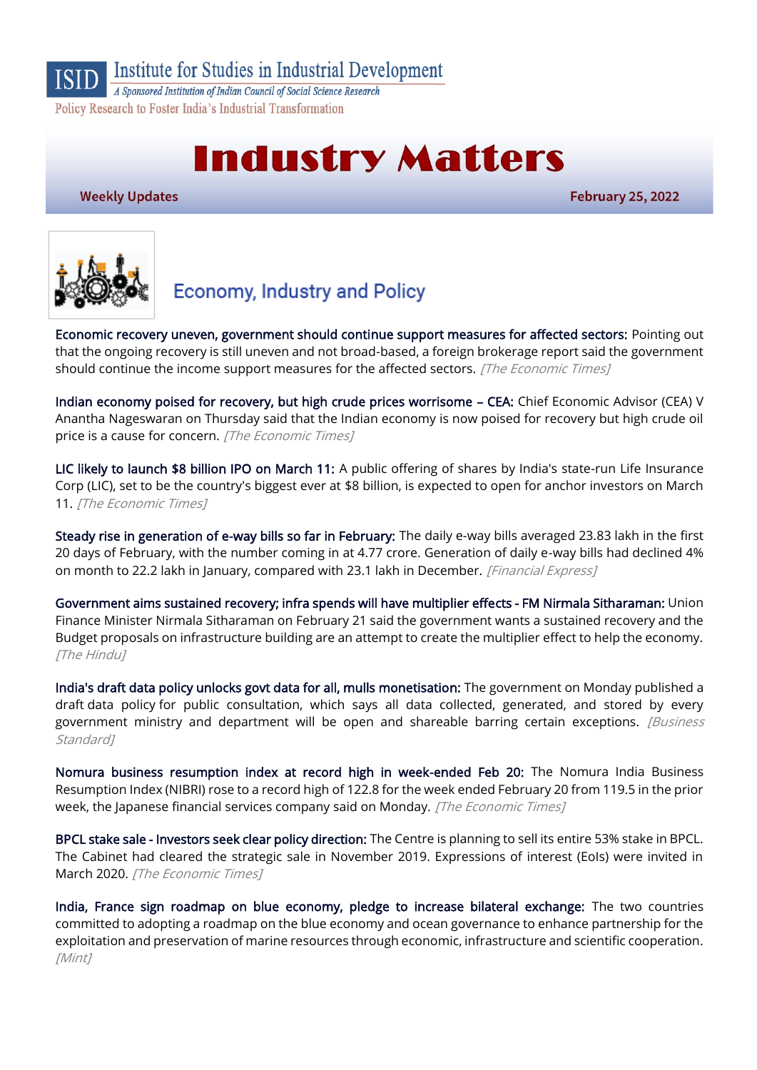# ISID Institute for Studies in Industrial Development

*A Sponsored Institution of Indian Council of Social Science Research*

Policy Research to Foster India's Industrial Transformation

# Industry Matters

**Weekly Updates** **February 25, 2022**

## Economy, Industry and Policy

**Economic recovery uneven, government should continue support measures for affected sectors:** Pointing out that the ongoing recovery is still uneven and not broad-based, a foreign brokerage report said the government should continue the income support measures for the affected sectors. *[The Economic Times]*

**Indian economy poised for recovery, but high crude prices worrisome – CEA:** Chief Economic Advisor (CEA) V Anantha Nageswaran on Thursday said that the Indian economy is now poised for recovery but high crude oil price is a cause for concern. *[The Economic Times]*

**LIC likely to launch $8 billion IPO on March 11:** A public offering of shares by India's state-run Life Insurance Corp (LIC), set to be the country's biggest ever at $8 billion, is expected to open for anchor investors on March 11. *[The Economic Times]*

**Steady rise in generation of e-way bills so far in February:** The daily e-way bills averaged 23.83 lakh in the first 20 days of February, with the number coming in at 4.77 crore. Generation of daily e-way bills had declined 4% on month to 22.2 lakh in January, compared with 23.1 lakh in December. *[Financial Express]*

**Government aims sustained recovery; infra spends will have multiplier effects - FM Nirmala Sitharaman:** Union Finance Minister Nirmala Sitharaman on February 21 said the government wants a sustained recovery and the Budget proposals on infrastructure building are an attempt to create the multiplier effect to help the economy. *[The Hindu]*

**India's draft data policy unlocks govt data for all, mulls monetisation:** The government on Monday published a draft data policy for public consultation, which says all data collected, generated, and stored by every government ministry and department will be open and shareable barring certain exceptions. *[Business Standard]*

**Nomura business resumption index at record high in week-ended Feb 20:** The Nomura India Business Resumption Index (NIBRI) rose to a record high of 122.8 for the week ended February 20 from 119.5 in the prior week, the Japanese financial services company said on Monday. *[The Economic Times]*

**BPCL stake sale - Investors seek clear policy direction:** The Centre is planning to sell its entire 53% stake in BPCL. The Cabinet had cleared the strategic sale in November 2019. Expressions of interest (EoIs) were invited in March 2020. *[The Economic Times]*

**India, France sign roadmap on blue economy, pledge to increase bilateral exchange:** The two countries committed to adopting a roadmap on the blue economy and ocean governance to enhance partnership for the exploitation and preservation of marine resources through economic, infrastructure and scientific cooperation. *[Mint]*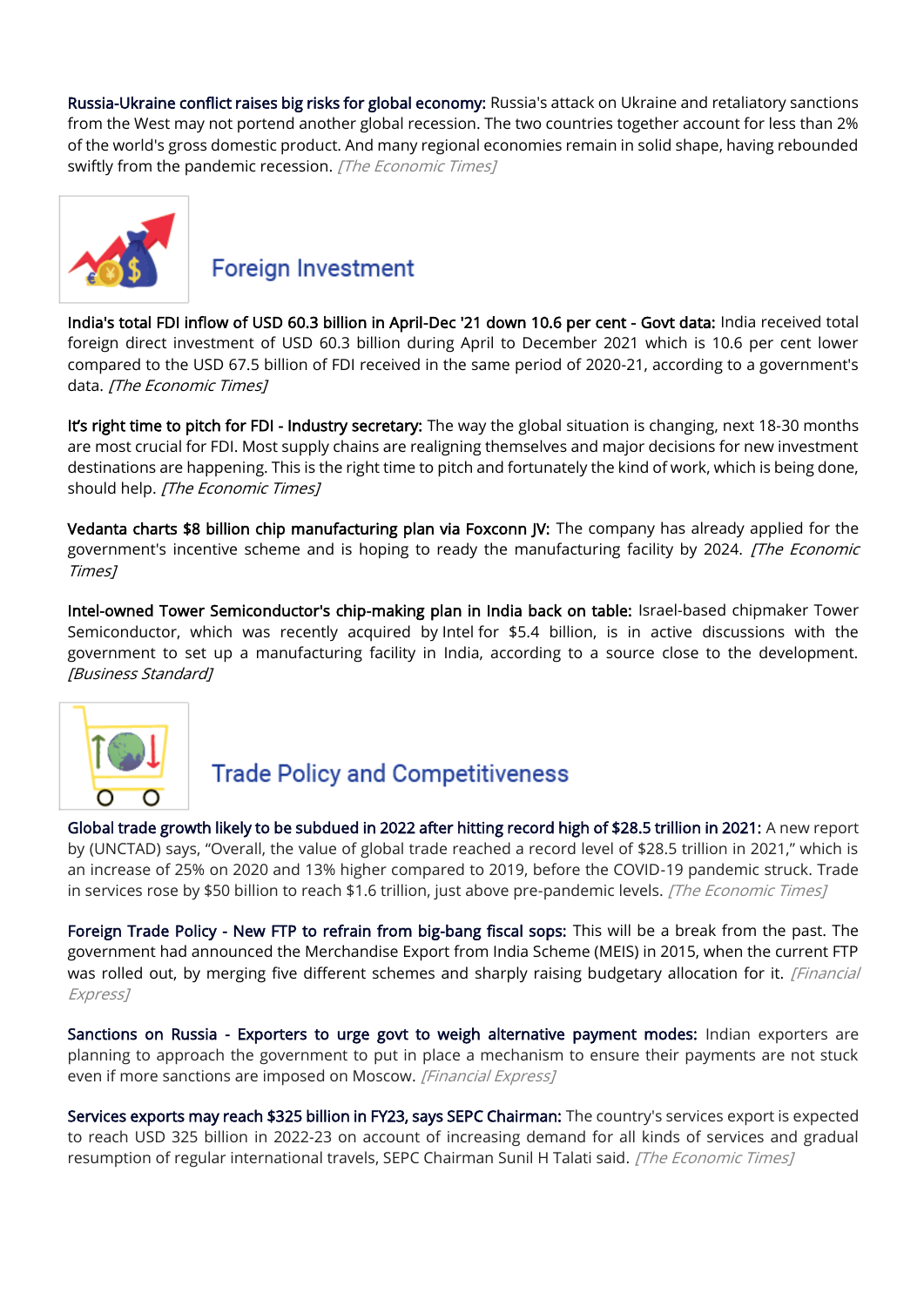**Russia-Ukraine conflict raises big risks for global economy:** Russia's attack on Ukraine and retaliatory sanctions from the West may not portend another global recession. The two countries together account for less than 2% of the world's gross domestic product. And many regional economies remain in solid shape, having rebounded swiftly from the pandemic recession. *[The Economic Times]*

## Foreign Investment

**India's total FDI inflow of USD 60.3 billion in April-Dec '21 down 10.6 per cent - Govt data:** India received total foreign direct investment of USD 60.3 billion during April to December 2021 which is 10.6 per cent lower compared to the USD 67.5 billion of FDI received in the same period of 2020-21, according to a government's data. *[The Economic Times]*

**It's right time to pitch for FDI - Industry secretary:** The way the global situation is changing, next 18-30 months are most crucial for FDI. Most supply chains are realigning themselves and major decisions for new investment destinations are happening. This is the right time to pitch and fortunately the kind of work, which is being done, should help. *[The Economic Times]*

**Vedanta charts $8 billion chip manufacturing plan via Foxconn JV:** The company has already applied for the government's incentive scheme and is hoping to ready the manufacturing facility by 2024. *[The Economic Times]*

**Intel-owned Tower Semiconductor's chip-making plan in India back on table:** Israel-based chipmaker Tower Semiconductor, which was recently acquired by Intel for $5.4 billion, is in active discussions with the government to set up a manufacturing facility in India, according to a source close to the development. *[Business Standard]*

## Trade Policy and Competitiveness

**Global trade growth likely to be subdued in 2022 after hitting record high of $28.5 trillion in 2021:** A new report by (UNCTAD) says, "Overall, the value of global trade reached a record level of $28.5 trillion in 2021," which is an increase of 25% on 2020 and 13% higher compared to 2019, before the COVID-19 pandemic struck. Trade in services rose by $50 billion to reach $1.6 trillion, just above pre-pandemic levels. *[The Economic Times]*

**Foreign Trade Policy - New FTP to refrain from big-bang fiscal sops:** This will be a break from the past. The government had announced the Merchandise Export from India Scheme (MEIS) in 2015, when the current FTP was rolled out, by merging five different schemes and sharply raising budgetary allocation for it. *[Financial Express]*

**Sanctions on Russia - Exporters to urge govt to weigh alternative payment modes:** Indian exporters are planning to approach the government to put in place a mechanism to ensure their payments are not stuck even if more sanctions are imposed on Moscow. *[Financial Express]*

**Services exports may reach $325 billion in FY23, says SEPC Chairman:** The country's services export is expected to reach USD 325 billion in 2022-23 on account of increasing demand for all kinds of services and gradual resumption of regular international travels, SEPC Chairman Sunil H Talati said. *[The Economic Times]*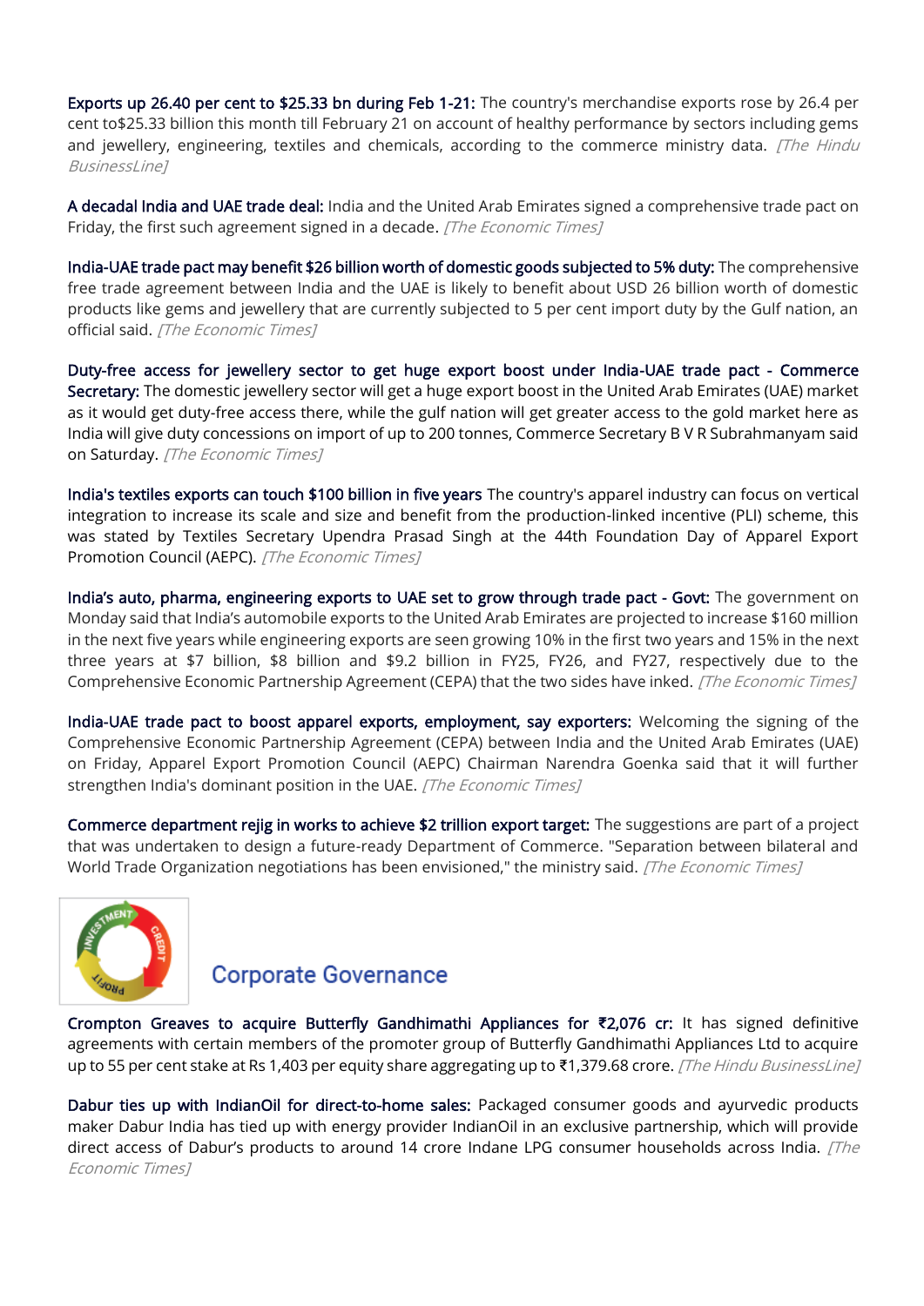**Exports up 26.40 per cent to $25.33 bn during Feb 1-21:** The country's merchandise exports rose by 26.4 per cent to$25.33 billion this month till February 21 on account of healthy performance by sectors including gems and jewellery, engineering, textiles and chemicals, according to the commerce ministry data. *[The Hindu BusinessLine]*

**A decadal India and UAE trade deal:** India and the United Arab Emirates signed a comprehensive trade pact on Friday, the first such agreement signed in a decade. *[The Economic Times]*

**India-UAE trade pact may benefit $26 billion worth of domestic goods subjected to 5% duty:** The comprehensive free trade agreement between India and the UAE is likely to benefit about USD 26 billion worth of domestic products like gems and jewellery that are currently subjected to 5 per cent import duty by the Gulf nation, an official said. *[The Economic Times]*

**Duty-free access for jewellery sector to get huge export boost under India-UAE trade pact - Commerce Secretary:** The domestic jewellery sector will get a huge export boost in the United Arab Emirates (UAE) market as it would get duty-free access there, while the gulf nation will get greater access to the gold market here as India will give duty concessions on import of up to 200 tonnes, Commerce Secretary B V R Subrahmanyam said on Saturday. *[The Economic Times]*

**India's textiles exports can touch $100 billion in five years** The country's apparel industry can focus on vertical integration to increase its scale and size and benefit from the production-linked incentive (PLI) scheme, this was stated by Textiles Secretary Upendra Prasad Singh at the 44th Foundation Day of Apparel Export Promotion Council (AEPC). *[The Economic Times]*

**India's auto, pharma, engineering exports to UAE set to grow through trade pact - Govt:** The government on Monday said that India's automobile exports to the United Arab Emirates are projected to increase $160 million in the next five years while engineering exports are seen growing 10% in the first two years and 15% in the next three years at $7 billion, $8 billion and $9.2 billion in FY25, FY26, and FY27, respectively due to the Comprehensive Economic Partnership Agreement (CEPA) that the two sides have inked. *[The Economic Times]*

**India-UAE trade pact to boost apparel exports, employment, say exporters:** Welcoming the signing of the Comprehensive Economic Partnership Agreement (CEPA) between India and the United Arab Emirates (UAE) on Friday, Apparel Export Promotion Council (AEPC) Chairman Narendra Goenka said that it will further strengthen India's dominant position in the UAE. *[The Economic Times]*

**Commerce department rejig in works to achieve $2 trillion export target:** The suggestions are part of a project that was undertaken to design a future-ready Department of Commerce. "Separation between bilateral and World Trade Organization negotiations has been envisioned," the ministry said. *[The Economic Times]*

## Corporate Governance

**Crompton Greaves to acquire Butterfly Gandhimathi Appliances for ₹2,076 cr:** It has signed definitive agreements with certain members of the promoter group of Butterfly Gandhimathi Appliances Ltd to acquire up to 55 per cent stake at Rs 1,403 per equity share aggregating up to ₹1,379.68 crore. *[The Hindu BusinessLine]*

**Dabur ties up with IndianOil for direct-to-home sales:** Packaged consumer goods and ayurvedic products maker Dabur India has tied up with energy provider IndianOil in an exclusive partnership, which will provide direct access of Dabur's products to around 14 crore Indane LPG consumer households across India. *[The Economic Times]*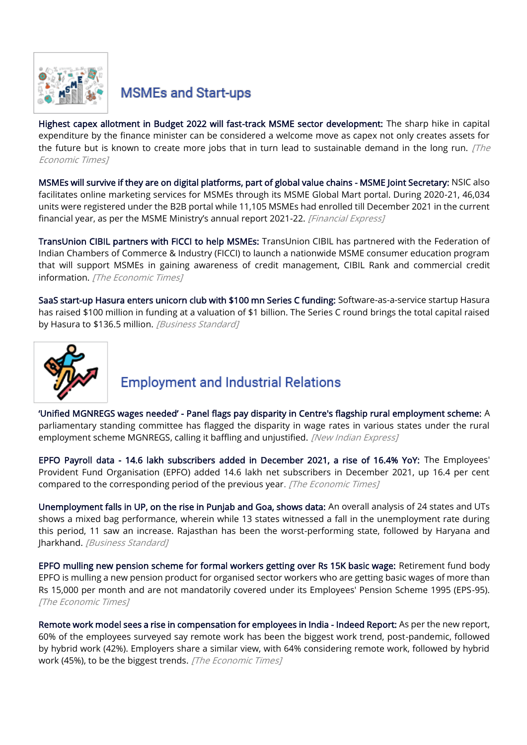## MSMEs and Start-ups

**Highest capex allotment in Budget 2022 will fast-track MSME sector development:** The sharp hike in capital expenditure by the finance minister can be considered a welcome move as capex not only creates assets for the future but is known to create more jobs that in turn lead to sustainable demand in the long run. *[The Economic Times]*

**MSMEs will survive if they are on digital platforms, part of global value chains - MSME Joint Secretary:** NSIC also facilitates online marketing services for MSMEs through its MSME Global Mart portal. During 2020-21, 46,034 units were registered under the B2B portal while 11,105 MSMEs had enrolled till December 2021 in the current financial year, as per the MSME Ministry's annual report 2021-22. *[Financial Express]*

**TransUnion CIBIL partners with FICCI to help MSMEs:** TransUnion CIBIL has partnered with the Federation of Indian Chambers of Commerce & Industry (FICCI) to launch a nationwide MSME consumer education program that will support MSMEs in gaining awareness of credit management, CIBIL Rank and commercial credit information. *[The Economic Times]*

**SaaS start-up Hasura enters unicorn club with $100 mn Series C funding:** Software-as-a-service startup Hasura has raised $100 million in funding at a valuation of $1 billion. The Series C round brings the total capital raised by Hasura to $136.5 million. *[Business Standard]*

## Employment and Industrial Relations

**'Unified MGNREGS wages needed' - Panel flags pay disparity in Centre's flagship rural employment scheme:** A parliamentary standing committee has flagged the disparity in wage rates in various states under the rural employment scheme MGNREGS, calling it baffling and unjustified. *[New Indian Express]*

**EPFO Payroll data - 14.6 lakh subscribers added in December 2021, a rise of 16.4% YoY:** The Employees' Provident Fund Organisation (EPFO) added 14.6 lakh net subscribers in December 2021, up 16.4 per cent compared to the corresponding period of the previous year. *[The Economic Times]*

**Unemployment falls in UP, on the rise in Punjab and Goa, shows data:** An overall analysis of 24 states and UTs shows a mixed bag performance, wherein while 13 states witnessed a fall in the unemployment rate during this period, 11 saw an increase. Rajasthan has been the worst-performing state, followed by Haryana and Jharkhand. *[Business Standard]*

**EPFO mulling new pension scheme for formal workers getting over Rs 15K basic wage:** Retirement fund body EPFO is mulling a new pension product for organised sector workers who are getting basic wages of more than Rs 15,000 per month and are not mandatorily covered under its Employees' Pension Scheme 1995 (EPS-95). *[The Economic Times]*

**Remote work model sees a rise in compensation for employees in India - Indeed Report:** As per the new report, 60% of the employees surveyed say remote work has been the biggest work trend, post-pandemic, followed by hybrid work (42%). Employers share a similar view, with 64% considering remote work, followed by hybrid work (45%), to be the biggest trends. *[The Economic Times]*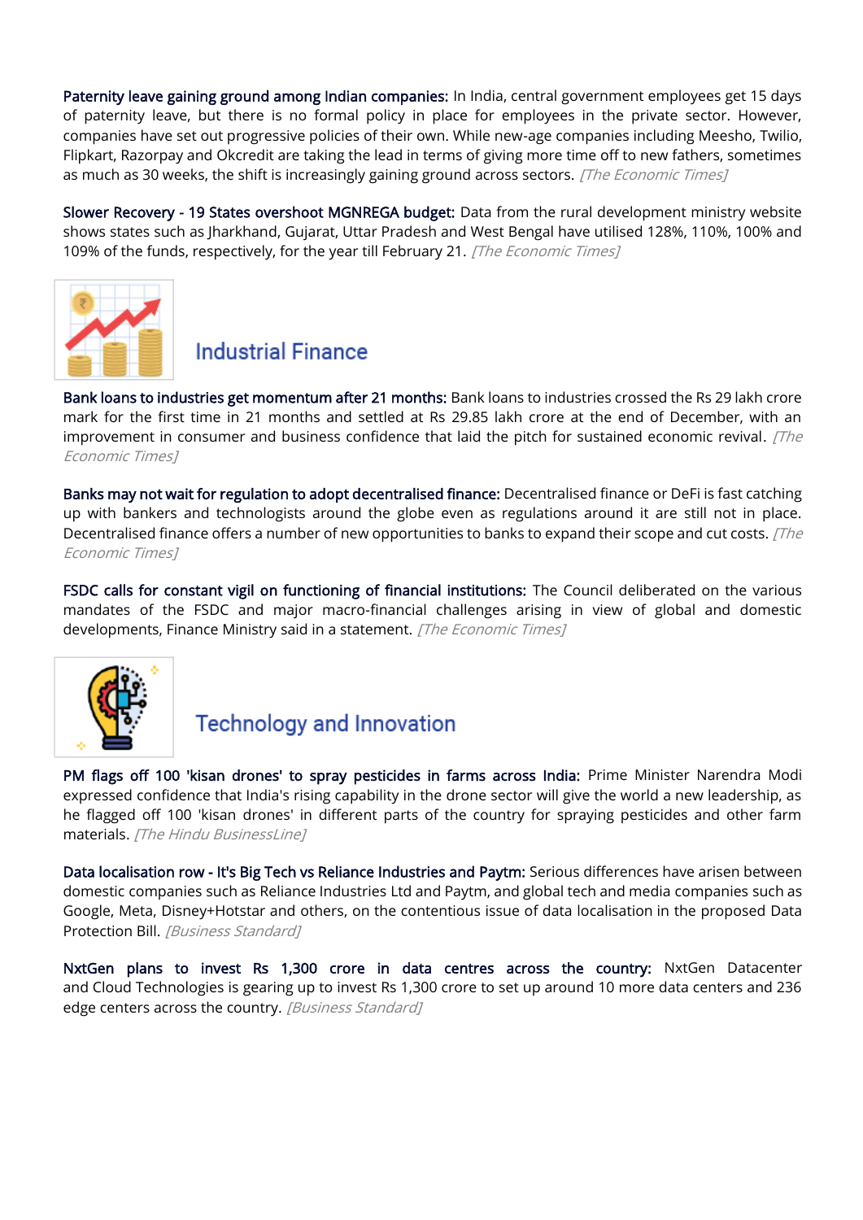**Paternity leave gaining ground among Indian companies:** In India, central government employees get 15 days of paternity leave, but there is no formal policy in place for employees in the private sector. However, companies have set out progressive policies of their own. While new-age companies including Meesho, Twilio, Flipkart, Razorpay and Okcredit are taking the lead in terms of giving more time off to new fathers, sometimes as much as 30 weeks, the shift is increasingly gaining ground across sectors. *[The Economic Times]*

**Slower Recovery - 19 States overshoot MGNREGA budget:** Data from the rural development ministry website shows states such as Jharkhand, Gujarat, Uttar Pradesh and West Bengal have utilised 128%, 110%, 100% and 109% of the funds, respectively, for the year till February 21. *[The Economic Times]*

## Industrial Finance

**Bank loans to industries get momentum after 21 months:** Bank loans to industries crossed the Rs 29 lakh crore mark for the first time in 21 months and settled at Rs 29.85 lakh crore at the end of December, with an improvement in consumer and business confidence that laid the pitch for sustained economic revival. *[The Economic Times]*

**Banks may not wait for regulation to adopt decentralised finance:** Decentralised finance or DeFi is fast catching up with bankers and technologists around the globe even as regulations around it are still not in place. Decentralised finance offers a number of new opportunities to banks to expand their scope and cut costs. *[The Economic Times]*

**FSDC calls for constant vigil on functioning of financial institutions:** The Council deliberated on the various mandates of the FSDC and major macro-financial challenges arising in view of global and domestic developments, Finance Ministry said in a statement. *[The Economic Times]*

## Technology and Innovation

**PM flags off 100 'kisan drones' to spray pesticides in farms across India:** Prime Minister Narendra Modi expressed confidence that India's rising capability in the drone sector will give the world a new leadership, as he flagged off 100 'kisan drones' in different parts of the country for spraying pesticides and other farm materials. *[The Hindu BusinessLine]*

**Data localisation row - It's Big Tech vs Reliance Industries and Paytm:** Serious differences have arisen between domestic companies such as Reliance Industries Ltd and Paytm, and global tech and media companies such as Google, Meta, Disney+Hotstar and others, on the contentious issue of data localisation in the proposed Data Protection Bill. *[Business Standard]*

**NxtGen plans to invest Rs 1,300 crore in data centres across the country:** NxtGen Datacenter and Cloud Technologies is gearing up to invest Rs 1,300 crore to set up around 10 more data centers and 236 edge centers across the country. *[Business Standard]*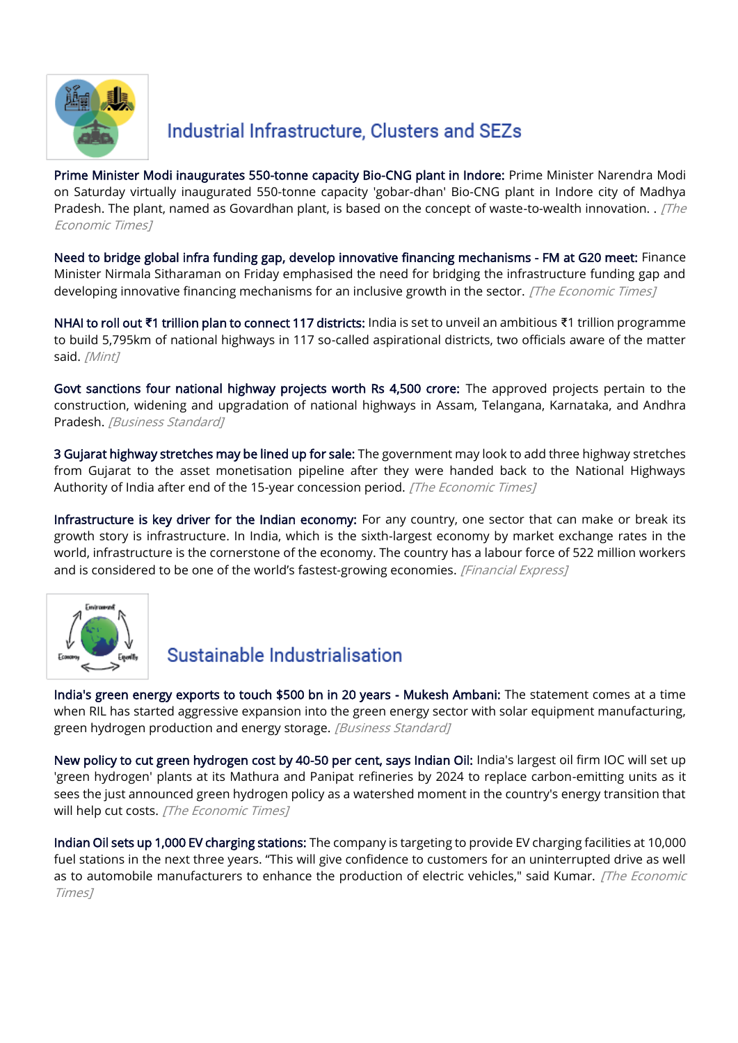## Industrial Infrastructure, Clusters and SEZs

**Prime Minister Modi inaugurates 550-tonne capacity Bio-CNG plant in Indore:** Prime Minister Narendra Modi on Saturday virtually inaugurated 550-tonne capacity 'gobar-dhan' Bio-CNG plant in Indore city of Madhya Pradesh. The plant, named as Govardhan plant, is based on the concept of waste-to-wealth innovation. . *[The Economic Times]*

**Need to bridge global infra funding gap, develop innovative financing mechanisms - FM at G20 meet:** Finance Minister Nirmala Sitharaman on Friday emphasised the need for bridging the infrastructure funding gap and developing innovative financing mechanisms for an inclusive growth in the sector. *[The Economic Times]*

**NHAI to roll out ₹1 trillion plan to connect 117 districts:** India is set to unveil an ambitious ₹1 trillion programme to build 5,795km of national highways in 117 so-called aspirational districts, two officials aware of the matter said. *[Mint]*

**Govt sanctions four national highway projects worth Rs 4,500 crore:** The approved projects pertain to the construction, widening and upgradation of national highways in Assam, Telangana, Karnataka, and Andhra Pradesh. *[Business Standard]*

**3 Gujarat highway stretches may be lined up for sale:** The government may look to add three highway stretches from Gujarat to the asset monetisation pipeline after they were handed back to the National Highways Authority of India after end of the 15-year concession period. *[The Economic Times]*

**Infrastructure is key driver for the Indian economy:** For any country, one sector that can make or break its growth story is infrastructure. In India, which is the sixth-largest economy by market exchange rates in the world, infrastructure is the cornerstone of the economy. The country has a labour force of 522 million workers and is considered to be one of the world's fastest-growing economies. *[Financial Express]*

## Sustainable Industrialisation

**India's green energy exports to touch $500 bn in 20 years - Mukesh Ambani:** The statement comes at a time when RIL has started aggressive expansion into the green energy sector with solar equipment manufacturing, green hydrogen production and energy storage. *[Business Standard]*

**New policy to cut green hydrogen cost by 40-50 per cent, says Indian Oil:** India's largest oil firm IOC will set up 'green hydrogen' plants at its Mathura and Panipat refineries by 2024 to replace carbon-emitting units as it sees the just announced green hydrogen policy as a watershed moment in the country's energy transition that will help cut costs. *[The Economic Times]*

**Indian Oil sets up 1,000 EV charging stations:** The company is targeting to provide EV charging facilities at 10,000 fuel stations in the next three years. "This will give confidence to customers for an uninterrupted drive as well as to automobile manufacturers to enhance the production of electric vehicles," said Kumar. *[The Economic Times]*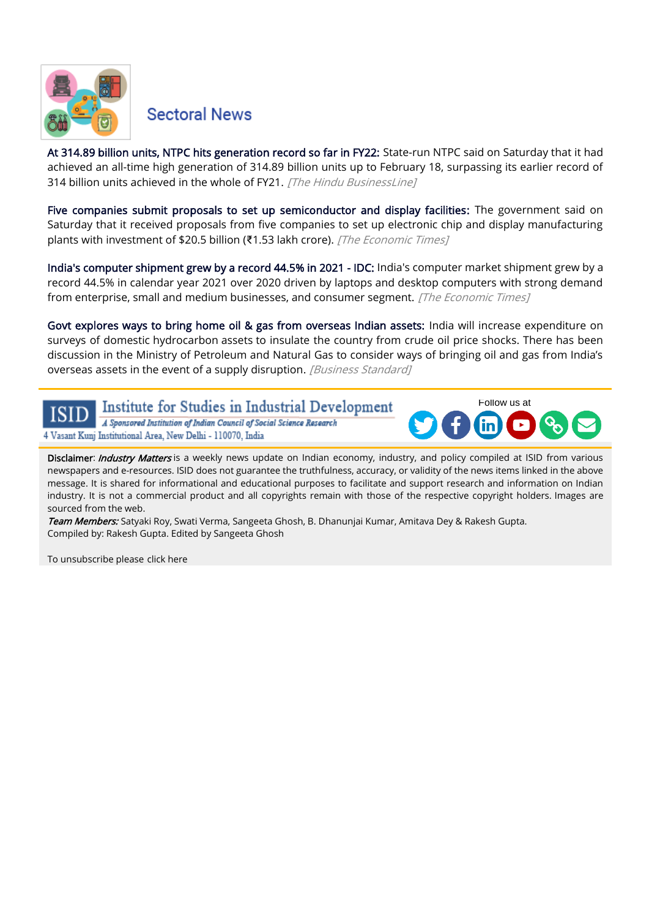## Sectoral News

**At 314.89 billion units, NTPC hits generation record so far in FY22:** State-run NTPC said on Saturday that it had achieved an all-time high generation of 314.89 billion units up to February 18, surpassing its earlier record of 314 billion units achieved in the whole of FY21. *[The Hindu BusinessLine]*

**Five companies submit proposals to set up semiconductor and display facilities:** The government said on Saturday that it received proposals from five companies to set up electronic chip and display manufacturing plants with investment of $20.5 billion (₹1.53 lakh crore). *[The Economic Times]*

**India's computer shipment grew by a record 44.5% in 2021 - IDC:** India's computer market shipment grew by a record 44.5% in calendar year 2021 over 2020 driven by laptops and desktop computers with strong demand from enterprise, small and medium businesses, and consumer segment. *[The Economic Times]*

**Govt explores ways to bring home oil & gas from overseas Indian assets:** India will increase expenditure on surveys of domestic hydrocarbon assets to insulate the country from crude oil price shocks. There has been discussion in the Ministry of Petroleum and Natural Gas to consider ways of bringing oil and gas from India's overseas assets in the event of a supply disruption. *[Business Standard]*

---

ISID Institute for Studies in Industrial Development
*A Sponsored Institution of Indian Council of Social Science Research*
4 Vasant Kunj Institutional Area, New Delhi - 110070, India

Follow us at

Disclaimer: *Industry Matters* is a weekly news update on Indian economy, industry, and policy compiled at ISID from various newspapers and e-resources. ISID does not guarantee the truthfulness, accuracy, or validity of the news items linked in the above message. It is shared for informational and educational purposes to facilitate and support research and information on Indian industry. It is not a commercial product and all copyrights remain with those of the respective copyright holders. Images are sourced from the web.

***Team Members:*** Satyaki Roy, Swati Verma, Sangeeta Ghosh, B. Dhanunjai Kumar, Amitava Dey & Rakesh Gupta.
Compiled by: Rakesh Gupta. Edited by Sangeeta Ghosh

To unsubscribe please click here